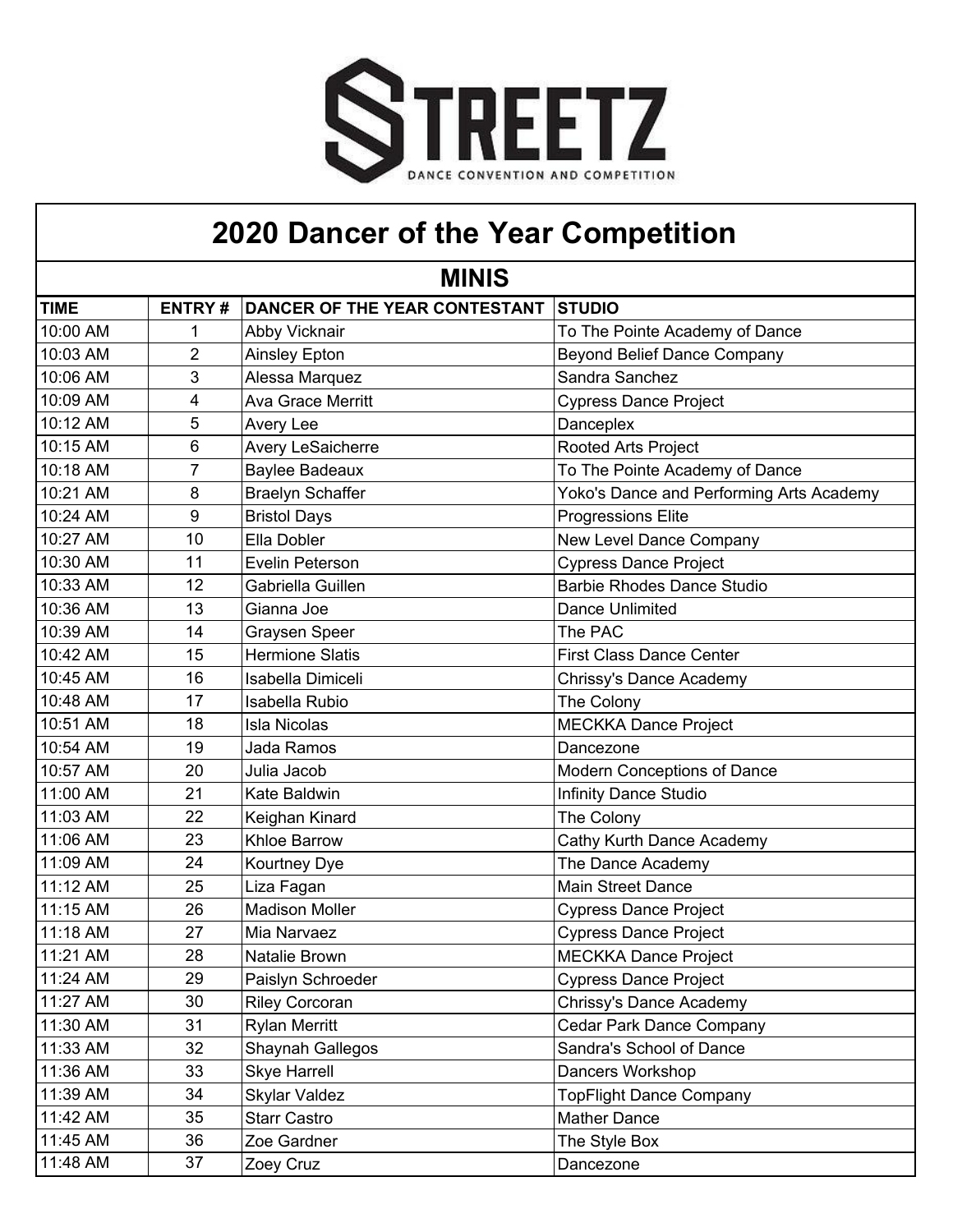# STREETZ

DANCE CONVENTION AND COMPETITION

## 2020 Dancer of the Year Competition

### MINIS

| TIME | ENTRY # | DANCER OF THE YEAR CONTESTANT | STUDIO |
|---|---|---|---|
| 10:00 AM | 1 | Abby Vicknair | To The Pointe Academy of Dance |
| 10:03 AM | 2 | Ainsley Epton | Beyond Belief Dance Company |
| 10:06 AM | 3 | Alessa Marquez | Sandra Sanchez |
| 10:09 AM | 4 | Ava Grace Merritt | Cypress Dance Project |
| 10:12 AM | 5 | Avery Lee | Danceplex |
| 10:15 AM | 6 | Avery LeSaicherre | Rooted Arts Project |
| 10:18 AM | 7 | Baylee Badeaux | To The Pointe Academy of Dance |
| 10:21 AM | 8 | Braelyn Schaffer | Yoko's Dance and Performing Arts Academy |
| 10:24 AM | 9 | Bristol Days | Progressions Elite |
| 10:27 AM | 10 | Ella Dobler | New Level Dance Company |
| 10:30 AM | 11 | Evelin Peterson | Cypress Dance Project |
| 10:33 AM | 12 | Gabriella Guillen | Barbie Rhodes Dance Studio |
| 10:36 AM | 13 | Gianna Joe | Dance Unlimited |
| 10:39 AM | 14 | Graysen Speer | The PAC |
| 10:42 AM | 15 | Hermione Slatis | First Class Dance Center |
| 10:45 AM | 16 | Isabella Dimiceli | Chrissy's Dance Academy |
| 10:48 AM | 17 | Isabella Rubio | The Colony |
| 10:51 AM | 18 | Isla Nicolas | MECKKA Dance Project |
| 10:54 AM | 19 | Jada Ramos | Dancezone |
| 10:57 AM | 20 | Julia Jacob | Modern Conceptions of Dance |
| 11:00 AM | 21 | Kate Baldwin | Infinity Dance Studio |
| 11:03 AM | 22 | Keighan Kinard | The Colony |
| 11:06 AM | 23 | Khloe Barrow | Cathy Kurth Dance Academy |
| 11:09 AM | 24 | Kourtney Dye | The Dance Academy |
| 11:12 AM | 25 | Liza Fagan | Main Street Dance |
| 11:15 AM | 26 | Madison Moller | Cypress Dance Project |
| 11:18 AM | 27 | Mia Narvaez | Cypress Dance Project |
| 11:21 AM | 28 | Natalie Brown | MECKKA Dance Project |
| 11:24 AM | 29 | Paislyn Schroeder | Cypress Dance Project |
| 11:27 AM | 30 | Riley Corcoran | Chrissy's Dance Academy |
| 11:30 AM | 31 | Rylan Merritt | Cedar Park Dance Company |
| 11:33 AM | 32 | Shaynah Gallegos | Sandra's School of Dance |
| 11:36 AM | 33 | Skye Harrell | Dancers Workshop |
| 11:39 AM | 34 | Skylar Valdez | TopFlight Dance Company |
| 11:42 AM | 35 | Starr Castro | Mather Dance |
| 11:45 AM | 36 | Zoe Gardner | The Style Box |
| 11:48 AM | 37 | Zoey Cruz | Dancezone |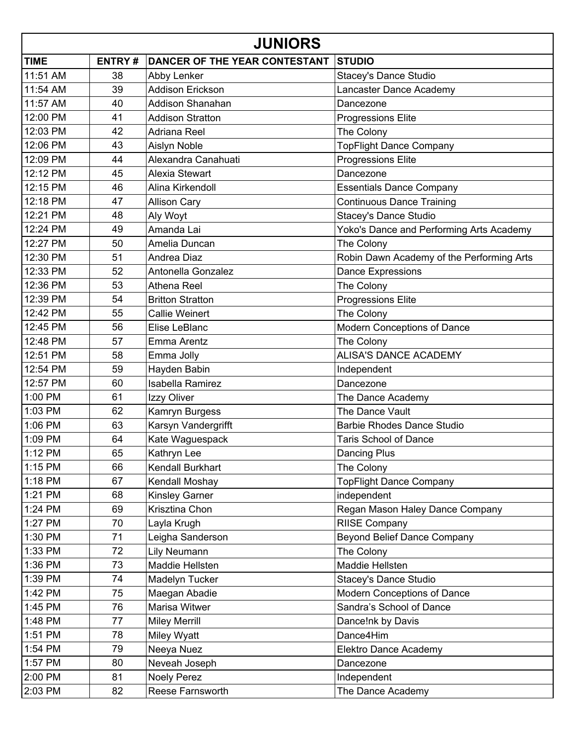# JUNIORS

| TIME | ENTRY # | DANCER OF THE YEAR CONTESTANT | STUDIO |
|---|---|---|---|
| 11:51 AM | 38 | Abby Lenker | Stacey's Dance Studio |
| 11:54 AM | 39 | Addison Erickson | Lancaster Dance Academy |
| 11:57 AM | 40 | Addison Shanahan | Dancezone |
| 12:00 PM | 41 | Addison Stratton | Progressions Elite |
| 12:03 PM | 42 | Adriana Reel | The Colony |
| 12:06 PM | 43 | Aislyn Noble | TopFlight Dance Company |
| 12:09 PM | 44 | Alexandra Canahuati | Progressions Elite |
| 12:12 PM | 45 | Alexia Stewart | Dancezone |
| 12:15 PM | 46 | Alina Kirkendoll | Essentials Dance Company |
| 12:18 PM | 47 | Allison Cary | Continuous Dance Training |
| 12:21 PM | 48 | Aly Woyt | Stacey's Dance Studio |
| 12:24 PM | 49 | Amanda Lai | Yoko's Dance and Performing Arts Academy |
| 12:27 PM | 50 | Amelia Duncan | The Colony |
| 12:30 PM | 51 | Andrea Diaz | Robin Dawn Academy of the Performing Arts |
| 12:33 PM | 52 | Antonella Gonzalez | Dance Expressions |
| 12:36 PM | 53 | Athena Reel | The Colony |
| 12:39 PM | 54 | Britton Stratton | Progressions Elite |
| 12:42 PM | 55 | Callie Weinert | The Colony |
| 12:45 PM | 56 | Elise LeBlanc | Modern Conceptions of Dance |
| 12:48 PM | 57 | Emma Arentz | The Colony |
| 12:51 PM | 58 | Emma Jolly | ALISA'S DANCE ACADEMY |
| 12:54 PM | 59 | Hayden Babin | Independent |
| 12:57 PM | 60 | Isabella Ramirez | Dancezone |
| 1:00 PM | 61 | Izzy Oliver | The Dance Academy |
| 1:03 PM | 62 | Kamryn Burgess | The Dance Vault |
| 1:06 PM | 63 | Karsyn Vandergrifft | Barbie Rhodes Dance Studio |
| 1:09 PM | 64 | Kate Waguespack | Taris School of Dance |
| 1:12 PM | 65 | Kathryn Lee | Dancing Plus |
| 1:15 PM | 66 | Kendall Burkhart | The Colony |
| 1:18 PM | 67 | Kendall Moshay | TopFlight Dance Company |
| 1:21 PM | 68 | Kinsley Garner | independent |
| 1:24 PM | 69 | Krisztina Chon | Regan Mason Haley Dance Company |
| 1:27 PM | 70 | Layla Krugh | RIISE Company |
| 1:30 PM | 71 | Leigha Sanderson | Beyond Belief Dance Company |
| 1:33 PM | 72 | Lily Neumann | The Colony |
| 1:36 PM | 73 | Maddie Hellsten | Maddie Hellsten |
| 1:39 PM | 74 | Madelyn Tucker | Stacey's Dance Studio |
| 1:42 PM | 75 | Maegan Abadie | Modern Conceptions of Dance |
| 1:45 PM | 76 | Marisa Witwer | Sandra’s School of Dance |
| 1:48 PM | 77 | Miley Merrill | Dance!nk by Davis |
| 1:51 PM | 78 | Miley Wyatt | Dance4Him |
| 1:54 PM | 79 | Neeya Nuez | Elektro Dance Academy |
| 1:57 PM | 80 | Neveah Joseph | Dancezone |
| 2:00 PM | 81 | Noely Perez | Independent |
| 2:03 PM | 82 | Reese Farnsworth | The Dance Academy |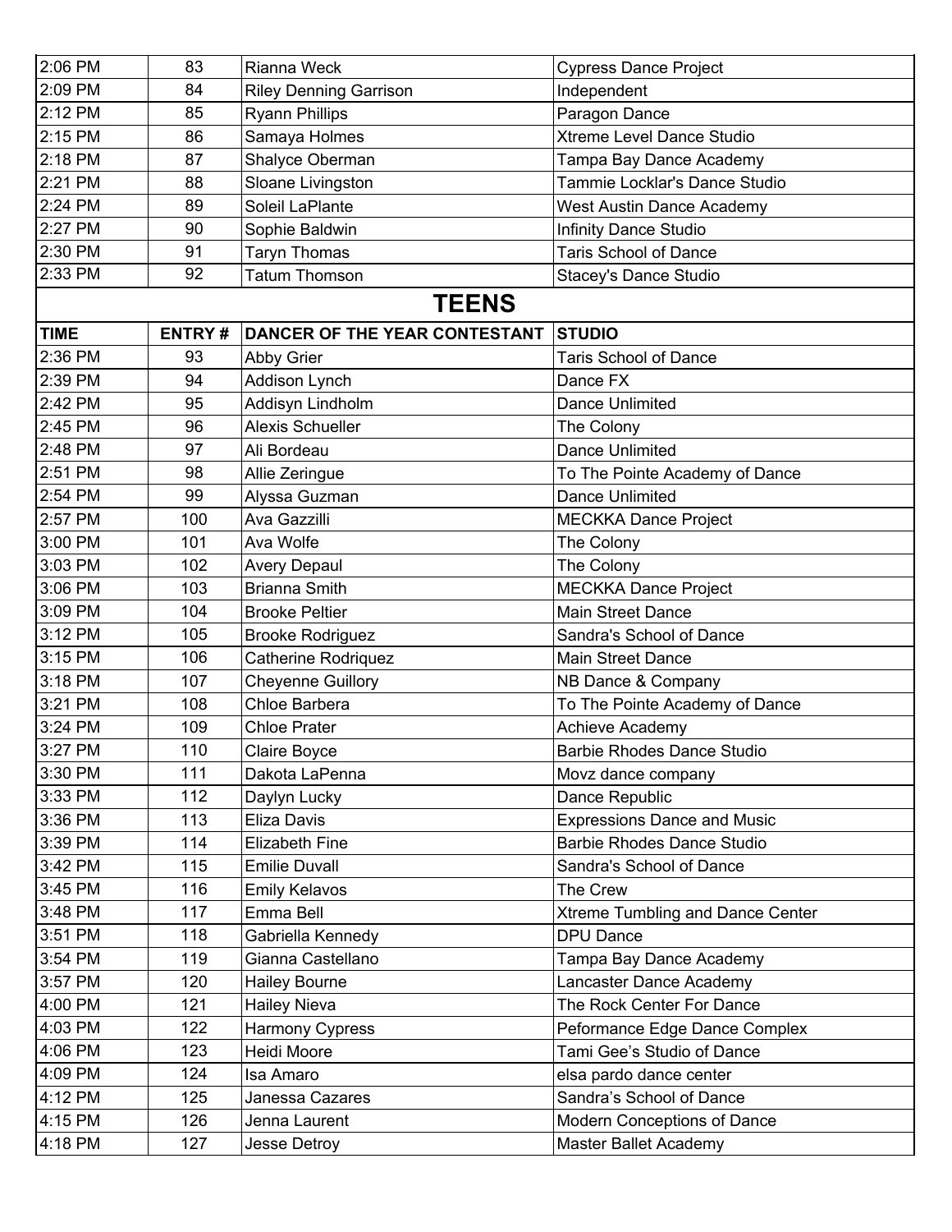| TIME | ENTRY # | DANCER OF THE YEAR CONTESTANT | STUDIO |
|---|---|---|---|
| 2:06 PM | 83 | Rianna Weck | Cypress Dance Project |
| 2:09 PM | 84 | Riley Denning Garrison | Independent |
| 2:12 PM | 85 | Ryann Phillips | Paragon Dance |
| 2:15 PM | 86 | Samaya Holmes | Xtreme Level Dance Studio |
| 2:18 PM | 87 | Shalyce Oberman | Tampa Bay Dance Academy |
| 2:21 PM | 88 | Sloane Livingston | Tammie Locklar's Dance Studio |
| 2:24 PM | 89 | Soleil LaPlante | West Austin Dance Academy |
| 2:27 PM | 90 | Sophie Baldwin | Infinity Dance Studio |
| 2:30 PM | 91 | Taryn Thomas | Taris School of Dance |
| 2:33 PM | 92 | Tatum Thomson | Stacey's Dance Studio |

## TEENS

| TIME | ENTRY # | DANCER OF THE YEAR CONTESTANT | STUDIO |
|---|---|---|---|
| 2:36 PM | 93 | Abby Grier | Taris School of Dance |
| 2:39 PM | 94 | Addison Lynch | Dance FX |
| 2:42 PM | 95 | Addisyn Lindholm | Dance Unlimited |
| 2:45 PM | 96 | Alexis Schueller | The Colony |
| 2:48 PM | 97 | Ali Bordeau | Dance Unlimited |
| 2:51 PM | 98 | Allie Zeringue | To The Pointe Academy of Dance |
| 2:54 PM | 99 | Alyssa Guzman | Dance Unlimited |
| 2:57 PM | 100 | Ava Gazzilli | MECKKA Dance Project |
| 3:00 PM | 101 | Ava Wolfe | The Colony |
| 3:03 PM | 102 | Avery Depaul | The Colony |
| 3:06 PM | 103 | Brianna Smith | MECKKA Dance Project |
| 3:09 PM | 104 | Brooke Peltier | Main Street Dance |
| 3:12 PM | 105 | Brooke Rodriguez | Sandra's School of Dance |
| 3:15 PM | 106 | Catherine Rodriquez | Main Street Dance |
| 3:18 PM | 107 | Cheyenne Guillory | NB Dance & Company |
| 3:21 PM | 108 | Chloe Barbera | To The Pointe Academy of Dance |
| 3:24 PM | 109 | Chloe Prater | Achieve Academy |
| 3:27 PM | 110 | Claire Boyce | Barbie Rhodes Dance Studio |
| 3:30 PM | 111 | Dakota LaPenna | Movz dance company |
| 3:33 PM | 112 | Daylyn Lucky | Dance Republic |
| 3:36 PM | 113 | Eliza Davis | Expressions Dance and Music |
| 3:39 PM | 114 | Elizabeth Fine | Barbie Rhodes Dance Studio |
| 3:42 PM | 115 | Emilie Duvall | Sandra's School of Dance |
| 3:45 PM | 116 | Emily Kelavos | The Crew |
| 3:48 PM | 117 | Emma Bell | Xtreme Tumbling and Dance Center |
| 3:51 PM | 118 | Gabriella Kennedy | DPU Dance |
| 3:54 PM | 119 | Gianna Castellano | Tampa Bay Dance Academy |
| 3:57 PM | 120 | Hailey Bourne | Lancaster Dance Academy |
| 4:00 PM | 121 | Hailey Nieva | The Rock Center For Dance |
| 4:03 PM | 122 | Harmony Cypress | Peformance Edge Dance Complex |
| 4:06 PM | 123 | Heidi Moore | Tami Gee’s Studio of Dance |
| 4:09 PM | 124 | Isa Amaro | elsa pardo dance center |
| 4:12 PM | 125 | Janessa Cazares | Sandra’s School of Dance |
| 4:15 PM | 126 | Jenna Laurent | Modern Conceptions of Dance |
| 4:18 PM | 127 | Jesse Detroy | Master Ballet Academy |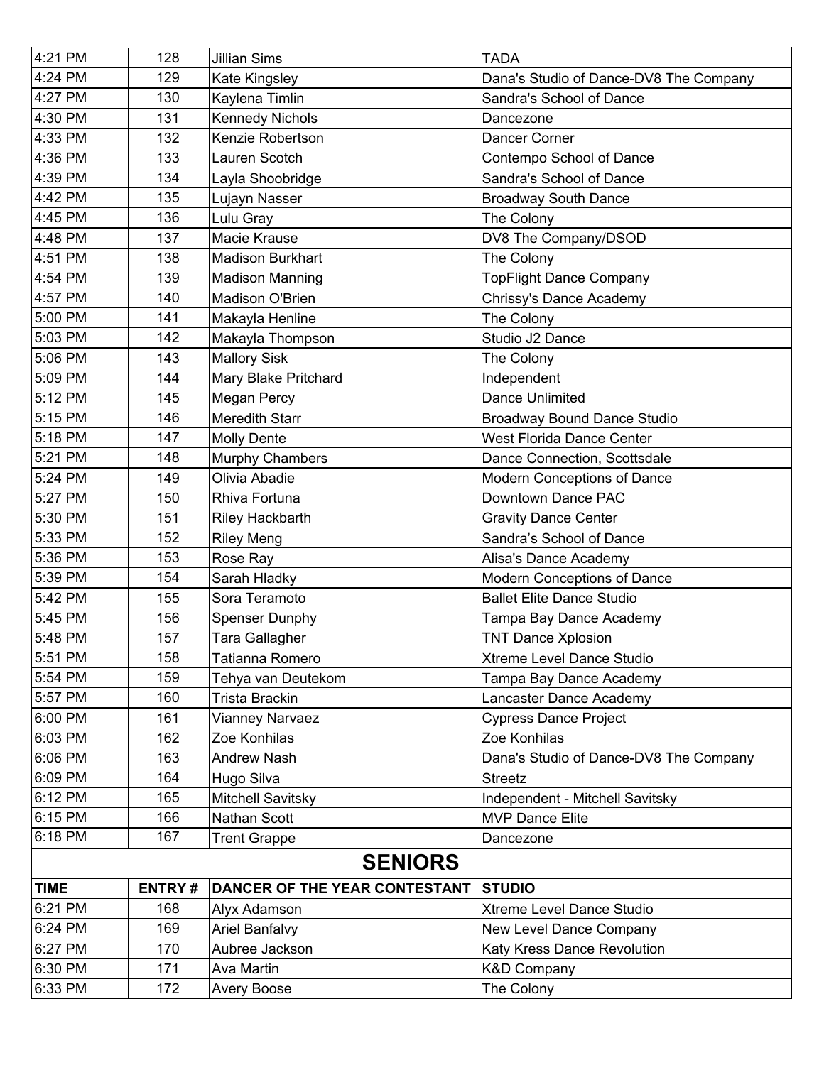| | | | |
|---|---|---|---|
| 4:21 PM | 128 | Jillian Sims | TADA |
| 4:24 PM | 129 | Kate Kingsley | Dana's Studio of Dance-DV8 The Company |
| 4:27 PM | 130 | Kaylena Timlin | Sandra's School of Dance |
| 4:30 PM | 131 | Kennedy Nichols | Dancezone |
| 4:33 PM | 132 | Kenzie Robertson | Dancer Corner |
| 4:36 PM | 133 | Lauren Scotch | Contempo School of Dance |
| 4:39 PM | 134 | Layla Shoobridge | Sandra's School of Dance |
| 4:42 PM | 135 | Lujayn Nasser | Broadway South Dance |
| 4:45 PM | 136 | Lulu Gray | The Colony |
| 4:48 PM | 137 | Macie Krause | DV8 The Company/DSOD |
| 4:51 PM | 138 | Madison Burkhart | The Colony |
| 4:54 PM | 139 | Madison Manning | TopFlight Dance Company |
| 4:57 PM | 140 | Madison O'Brien | Chrissy's Dance Academy |
| 5:00 PM | 141 | Makayla Henline | The Colony |
| 5:03 PM | 142 | Makayla Thompson | Studio J2 Dance |
| 5:06 PM | 143 | Mallory Sisk | The Colony |
| 5:09 PM | 144 | Mary Blake Pritchard | Independent |
| 5:12 PM | 145 | Megan Percy | Dance Unlimited |
| 5:15 PM | 146 | Meredith Starr | Broadway Bound Dance Studio |
| 5:18 PM | 147 | Molly Dente | West Florida Dance Center |
| 5:21 PM | 148 | Murphy Chambers | Dance Connection, Scottsdale |
| 5:24 PM | 149 | Olivia Abadie | Modern Conceptions of Dance |
| 5:27 PM | 150 | Rhiva Fortuna | Downtown Dance PAC |
| 5:30 PM | 151 | Riley Hackbarth | Gravity Dance Center |
| 5:33 PM | 152 | Riley Meng | Sandra's School of Dance |
| 5:36 PM | 153 | Rose Ray | Alisa's Dance Academy |
| 5:39 PM | 154 | Sarah Hladky | Modern Conceptions of Dance |
| 5:42 PM | 155 | Sora Teramoto | Ballet Elite Dance Studio |
| 5:45 PM | 156 | Spenser Dunphy | Tampa Bay Dance Academy |
| 5:48 PM | 157 | Tara Gallagher | TNT Dance Xplosion |
| 5:51 PM | 158 | Tatianna Romero | Xtreme Level Dance Studio |
| 5:54 PM | 159 | Tehya van Deutekom | Tampa Bay Dance Academy |
| 5:57 PM | 160 | Trista Brackin | Lancaster Dance Academy |
| 6:00 PM | 161 | Vianney Narvaez | Cypress Dance Project |
| 6:03 PM | 162 | Zoe Konhilas | Zoe Konhilas |
| 6:06 PM | 163 | Andrew Nash | Dana's Studio of Dance-DV8 The Company |
| 6:09 PM | 164 | Hugo Silva | Streetz |
| 6:12 PM | 165 | Mitchell Savitsky | Independent - Mitchell Savitsky |
| 6:15 PM | 166 | Nathan Scott | MVP Dance Elite |
| 6:18 PM | 167 | Trent Grappe | Dancezone |

## SENIORS

| TIME | ENTRY # | DANCER OF THE YEAR CONTESTANT | STUDIO |
|---|---|---|---|
| 6:21 PM | 168 | Alyx Adamson | Xtreme Level Dance Studio |
| 6:24 PM | 169 | Ariel Banfalvy | New Level Dance Company |
| 6:27 PM | 170 | Aubree Jackson | Katy Kress Dance Revolution |
| 6:30 PM | 171 | Ava Martin | K&D Company |
| 6:33 PM | 172 | Avery Boose | The Colony |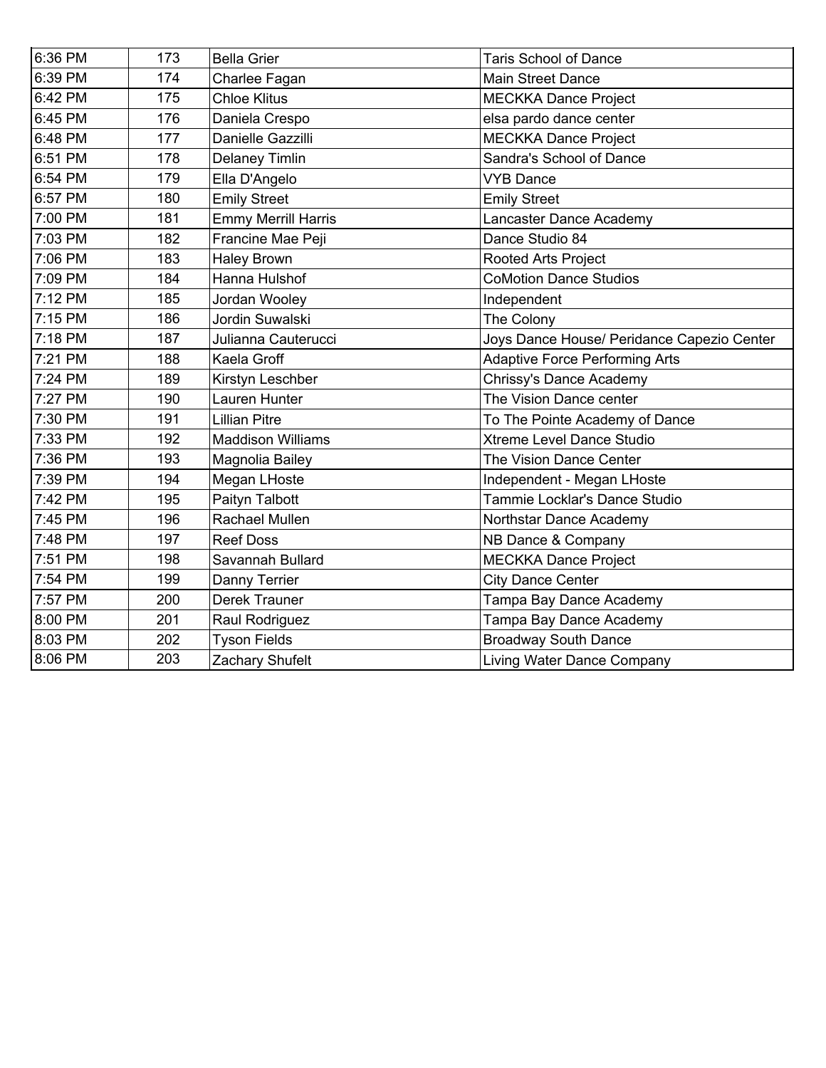| | | | |
|---|---|---|---|
| 6:36 PM | 173 | Bella Grier | Taris School of Dance |
| 6:39 PM | 174 | Charlee Fagan | Main Street Dance |
| 6:42 PM | 175 | Chloe Klitus | MECKKA Dance Project |
| 6:45 PM | 176 | Daniela Crespo | elsa pardo dance center |
| 6:48 PM | 177 | Danielle Gazzilli | MECKKA Dance Project |
| 6:51 PM | 178 | Delaney Timlin | Sandra's School of Dance |
| 6:54 PM | 179 | Ella D'Angelo | VYB Dance |
| 6:57 PM | 180 | Emily Street | Emily Street |
| 7:00 PM | 181 | Emmy Merrill Harris | Lancaster Dance Academy |
| 7:03 PM | 182 | Francine Mae Peji | Dance Studio 84 |
| 7:06 PM | 183 | Haley Brown | Rooted Arts Project |
| 7:09 PM | 184 | Hanna Hulshof | CoMotion Dance Studios |
| 7:12 PM | 185 | Jordan Wooley | Independent |
| 7:15 PM | 186 | Jordin Suwalski | The Colony |
| 7:18 PM | 187 | Julianna Cauterucci | Joys Dance House/ Peridance Capezio Center |
| 7:21 PM | 188 | Kaela Groff | Adaptive Force Performing Arts |
| 7:24 PM | 189 | Kirstyn Leschber | Chrissy's Dance Academy |
| 7:27 PM | 190 | Lauren Hunter | The Vision Dance center |
| 7:30 PM | 191 | Lillian Pitre | To The Pointe Academy of Dance |
| 7:33 PM | 192 | Maddison Williams | Xtreme Level Dance Studio |
| 7:36 PM | 193 | Magnolia Bailey | The Vision Dance Center |
| 7:39 PM | 194 | Megan LHoste | Independent - Megan LHoste |
| 7:42 PM | 195 | Paityn Talbott | Tammie Locklar's Dance Studio |
| 7:45 PM | 196 | Rachael Mullen | Northstar Dance Academy |
| 7:48 PM | 197 | Reef Doss | NB Dance & Company |
| 7:51 PM | 198 | Savannah Bullard | MECKKA Dance Project |
| 7:54 PM | 199 | Danny Terrier | City Dance Center |
| 7:57 PM | 200 | Derek Trauner | Tampa Bay Dance Academy |
| 8:00 PM | 201 | Raul Rodriguez | Tampa Bay Dance Academy |
| 8:03 PM | 202 | Tyson Fields | Broadway South Dance |
| 8:06 PM | 203 | Zachary Shufelt | Living Water Dance Company |